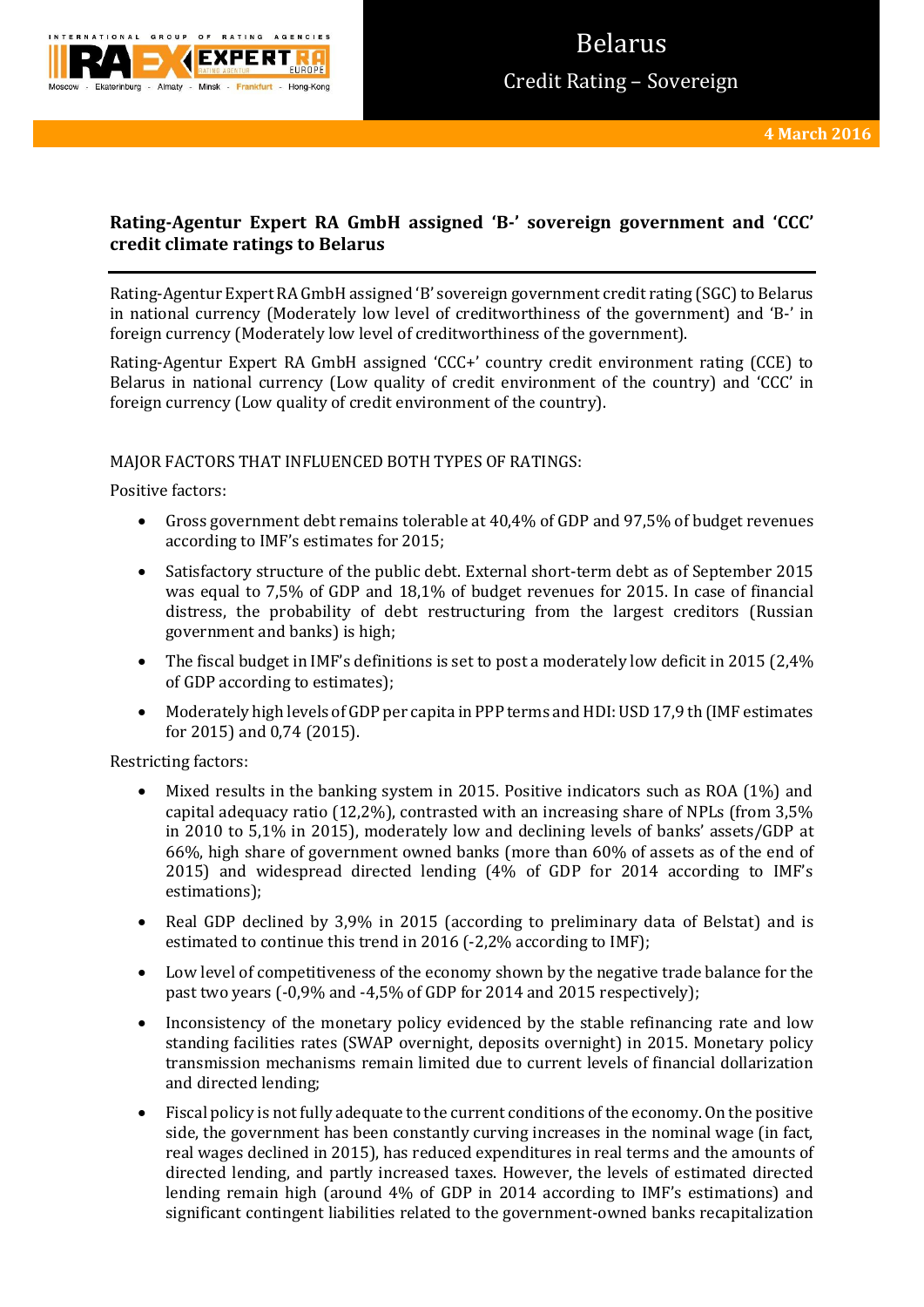# Belarus

## Credit Rating – Sovereign

**4 March 2016**

## Rating-Agentur Expert RA GmbH assigned 'B-' sovereign government and 'CCC' credit climate ratings to Belarus

Rating-Agentur Expert RA GmbH assigned 'B' sovereign government credit rating (SGC) to Belarus in national currency (Moderately low level of creditworthiness of the government) and 'B-' in foreign currency (Moderately low level of creditworthiness of the government).

Rating-Agentur Expert RA GmbH assigned 'CCC+' country credit environment rating (CCE) to Belarus in national currency (Low quality of credit environment of the country) and 'CCC' in foreign currency (Low quality of credit environment of the country).

MAJOR FACTORS THAT INFLUENCED BOTH TYPES OF RATINGS:

Positive factors:

- Gross government debt remains tolerable at 40,4% of GDP and 97,5% of budget revenues according to IMF's estimates for 2015;
- Satisfactory structure of the public debt. External short-term debt as of September 2015 was equal to 7,5% of GDP and 18,1% of budget revenues for 2015. In case of financial distress, the probability of debt restructuring from the largest creditors (Russian government and banks) is high;
- The fiscal budget in IMF's definitions is set to post a moderately low deficit in 2015 (2,4% of GDP according to estimates);
- Moderately high levels of GDP per capita in PPP terms and HDI: USD 17,9 th (IMF estimates for 2015) and 0,74 (2015).

Restricting factors:

- Mixed results in the banking system in 2015. Positive indicators such as ROA (1%) and capital adequacy ratio (12,2%), contrasted with an increasing share of NPLs (from 3,5% in 2010 to 5,1% in 2015), moderately low and declining levels of banks' assets/GDP at 66%, high share of government owned banks (more than 60% of assets as of the end of 2015) and widespread directed lending (4% of GDP for 2014 according to IMF's estimations);
- Real GDP declined by 3,9% in 2015 (according to preliminary data of Belstat) and is estimated to continue this trend in 2016 (-2,2% according to IMF);
- Low level of competitiveness of the economy shown by the negative trade balance for the past two years (-0,9% and -4,5% of GDP for 2014 and 2015 respectively);
- Inconsistency of the monetary policy evidenced by the stable refinancing rate and low standing facilities rates (SWAP overnight, deposits overnight) in 2015. Monetary policy transmission mechanisms remain limited due to current levels of financial dollarization and directed lending;
- Fiscal policy is not fully adequate to the current conditions of the economy. On the positive side, the government has been constantly curving increases in the nominal wage (in fact, real wages declined in 2015), has reduced expenditures in real terms and the amounts of directed lending, and partly increased taxes. However, the levels of estimated directed lending remain high (around 4% of GDP in 2014 according to IMF's estimations) and significant contingent liabilities related to the government-owned banks recapitalization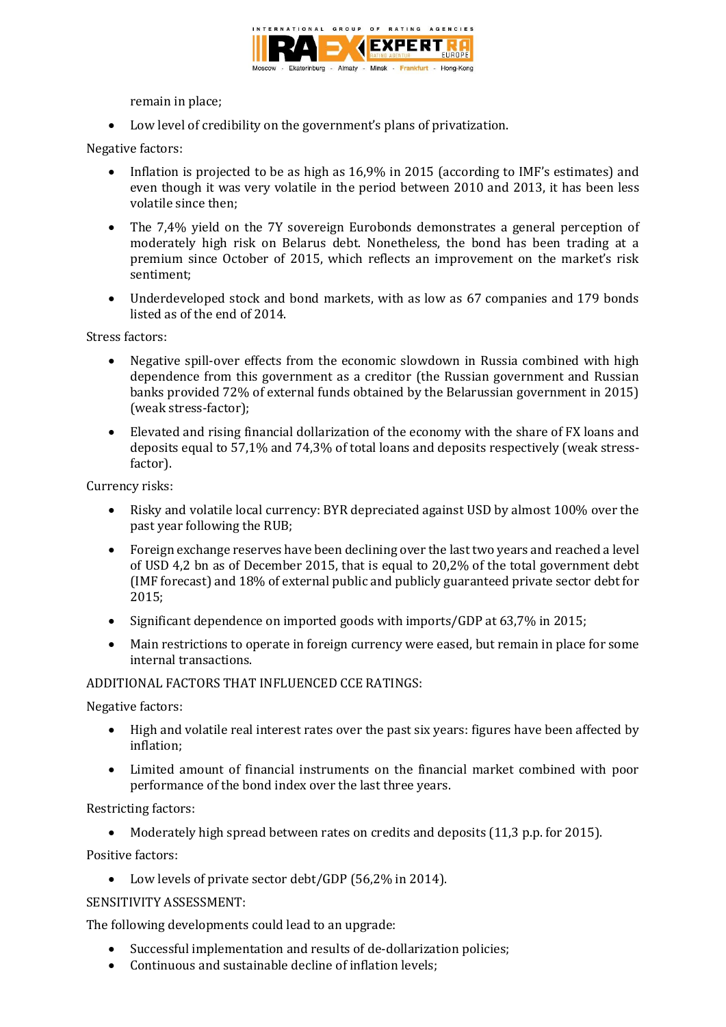remain in place;

- Low level of credibility on the government's plans of privatization.

Negative factors:

- Inflation is projected to be as high as 16,9% in 2015 (according to IMF's estimates) and even though it was very volatile in the period between 2010 and 2013, it has been less volatile since then;
- The 7,4% yield on the 7Y sovereign Eurobonds demonstrates a general perception of moderately high risk on Belarus debt. Nonetheless, the bond has been trading at a premium since October of 2015, which reflects an improvement on the market's risk sentiment;
- Underdeveloped stock and bond markets, with as low as 67 companies and 179 bonds listed as of the end of 2014.

Stress factors:

- Negative spill-over effects from the economic slowdown in Russia combined with high dependence from this government as a creditor (the Russian government and Russian banks provided 72% of external funds obtained by the Belarussian government in 2015) (weak stress-factor);
- Elevated and rising financial dollarization of the economy with the share of FX loans and deposits equal to 57,1% and 74,3% of total loans and deposits respectively (weak stress-factor).

Currency risks:

- Risky and volatile local currency: BYR depreciated against USD by almost 100% over the past year following the RUB;
- Foreign exchange reserves have been declining over the last two years and reached a level of USD 4,2 bn as of December 2015, that is equal to 20,2% of the total government debt (IMF forecast) and 18% of external public and publicly guaranteed private sector debt for 2015;
- Significant dependence on imported goods with imports/GDP at 63,7% in 2015;
- Main restrictions to operate in foreign currency were eased, but remain in place for some internal transactions.

ADDITIONAL FACTORS THAT INFLUENCED CCE RATINGS:

Negative factors:

- High and volatile real interest rates over the past six years: figures have been affected by inflation;
- Limited amount of financial instruments on the financial market combined with poor performance of the bond index over the last three years.

Restricting factors:

- Moderately high spread between rates on credits and deposits (11,3 p.p. for 2015).

Positive factors:

- Low levels of private sector debt/GDP (56,2% in 2014).

SENSITIVITY ASSESSMENT:

The following developments could lead to an upgrade:

- Successful implementation and results of de-dollarization policies;
- Continuous and sustainable decline of inflation levels;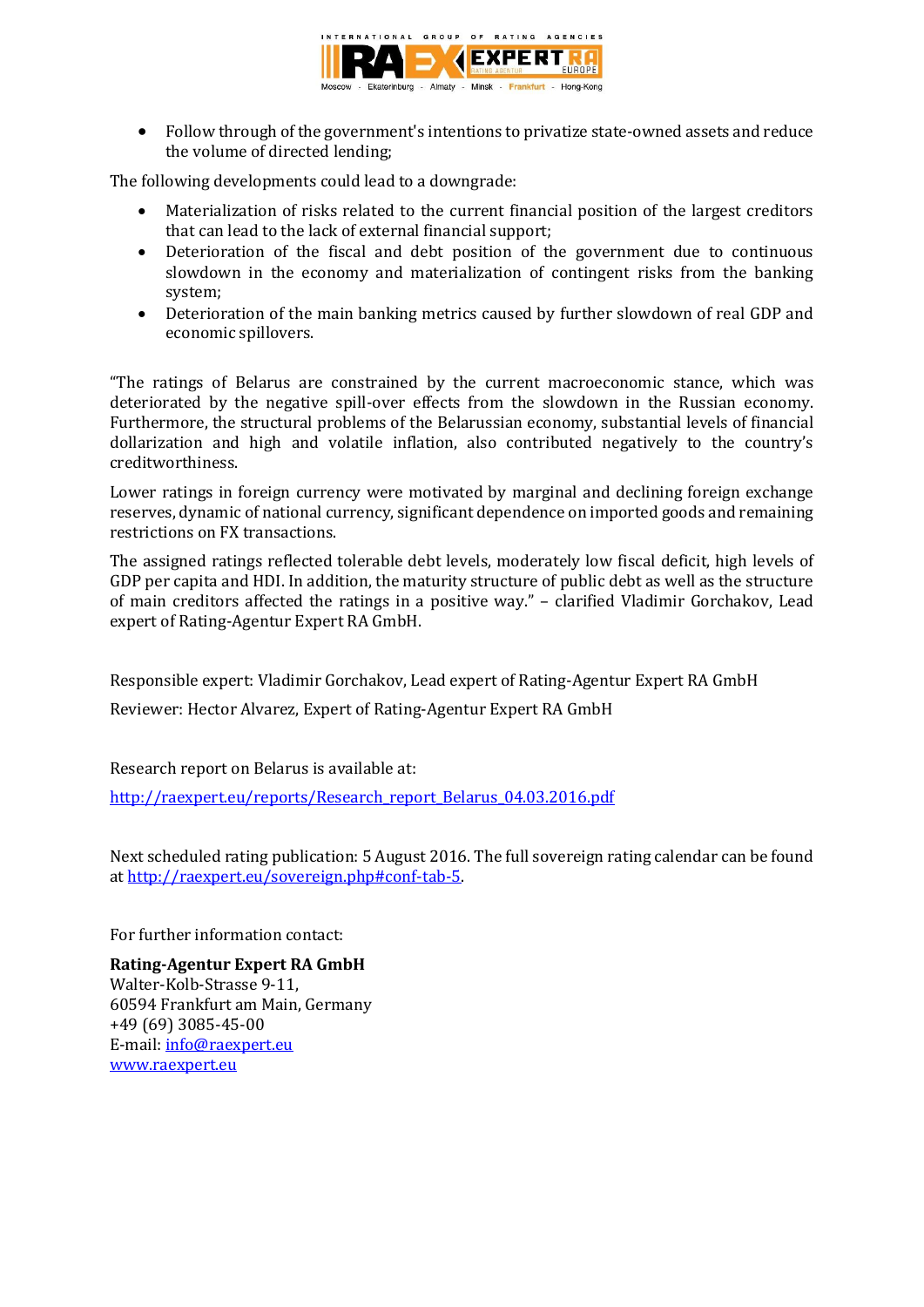- Follow through of the government's intentions to privatize state-owned assets and reduce the volume of directed lending;

The following developments could lead to a downgrade:

- Materialization of risks related to the current financial position of the largest creditors that can lead to the lack of external financial support;
- Deterioration of the fiscal and debt position of the government due to continuous slowdown in the economy and materialization of contingent risks from the banking system;
- Deterioration of the main banking metrics caused by further slowdown of real GDP and economic spillovers.

"The ratings of Belarus are constrained by the current macroeconomic stance, which was deteriorated by the negative spill-over effects from the slowdown in the Russian economy. Furthermore, the structural problems of the Belarussian economy, substantial levels of financial dollarization and high and volatile inflation, also contributed negatively to the country's creditworthiness.

Lower ratings in foreign currency were motivated by marginal and declining foreign exchange reserves, dynamic of national currency, significant dependence on imported goods and remaining restrictions on FX transactions.

The assigned ratings reflected tolerable debt levels, moderately low fiscal deficit, high levels of GDP per capita and HDI. In addition, the maturity structure of public debt as well as the structure of main creditors affected the ratings in a positive way." – clarified Vladimir Gorchakov, Lead expert of Rating-Agentur Expert RA GmbH.

Responsible expert: Vladimir Gorchakov, Lead expert of Rating-Agentur Expert RA GmbH

Reviewer: Hector Alvarez, Expert of Rating-Agentur Expert RA GmbH

Research report on Belarus is available at:

[http://raexpert.eu/reports/Research_report_Belarus_04.03.2016.pdf](http://raexpert.eu/reports/Research_report_Belarus_04.03.2016.pdf)

Next scheduled rating publication: 5 August 2016. The full sovereign rating calendar can be found at [http://raexpert.eu/sovereign.php#conf-tab-5](http://raexpert.eu/sovereign.php#conf-tab-5).

For further information contact:

**Rating-Agentur Expert RA GmbH**
Walter-Kolb-Strasse 9-11,
60594 Frankfurt am Main, Germany
+49 (69) 3085-45-00
E-mail: [info@raexpert.eu](mailto:info@raexpert.eu)
[www.raexpert.eu](http://www.raexpert.eu)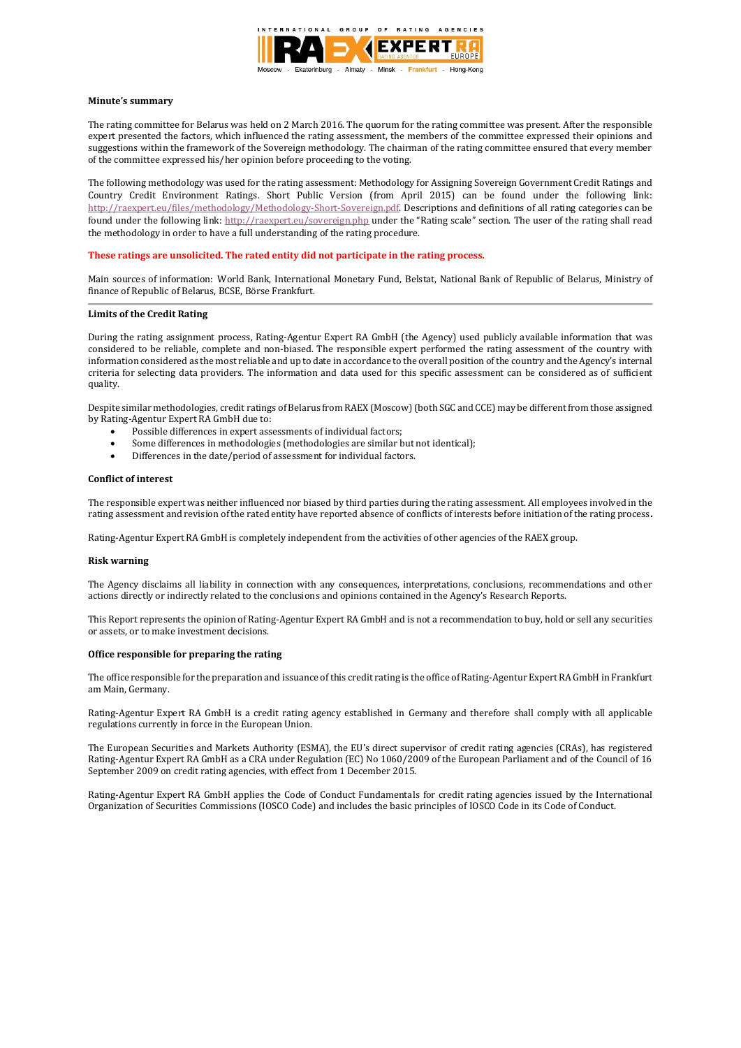**Minute's summary**

The rating committee for Belarus was held on 2 March 2016. The quorum for the rating committee was present. After the responsible expert presented the factors, which influenced the rating assessment, the members of the committee expressed their opinions and suggestions within the framework of the Sovereign methodology. The chairman of the rating committee ensured that every member of the committee expressed his/her opinion before proceeding to the voting.

The following methodology was used for the rating assessment: Methodology for Assigning Sovereign Government Credit Ratings and Country Credit Environment Ratings. Short Public Version (from April 2015) can be found under the following link: http://raexpert.eu/files/methodology/Methodology-Short-Sovereign.pdf. Descriptions and definitions of all rating categories can be found under the following link: http://raexpert.eu/sovereign.php under the "Rating scale" section. The user of the rating shall read the methodology in order to have a full understanding of the rating procedure.

**These ratings are unsolicited. The rated entity did not participate in the rating process.**

Main sources of information: World Bank, International Monetary Fund, Belstat, National Bank of Republic of Belarus, Ministry of finance of Republic of Belarus, BCSE, Börse Frankfurt.

**Limits of the Credit Rating**

During the rating assignment process, Rating-Agentur Expert RA GmbH (the Agency) used publicly available information that was considered to be reliable, complete and non-biased. The responsible expert performed the rating assessment of the country with information considered as the most reliable and up to date in accordance to the overall position of the country and the Agency's internal criteria for selecting data providers. The information and data used for this specific assessment can be considered as of sufficient quality.

Despite similar methodologies, credit ratings of Belarus from RAEX (Moscow) (both SGC and CCE) may be different from those assigned by Rating-Agentur Expert RA GmbH due to:

- Possible differences in expert assessments of individual factors;
- Some differences in methodologies (methodologies are similar but not identical);
- Differences in the date/period of assessment for individual factors.

**Conflict of interest**

The responsible expert was neither influenced nor biased by third parties during the rating assessment. All employees involved in the rating assessment and revision of the rated entity have reported absence of conflicts of interests before initiation of the rating process**.**

Rating-Agentur Expert RA GmbH is completely independent from the activities of other agencies of the RAEX group.

**Risk warning**

The Agency disclaims all liability in connection with any consequences, interpretations, conclusions, recommendations and other actions directly or indirectly related to the conclusions and opinions contained in the Agency's Research Reports.

This Report represents the opinion of Rating-Agentur Expert RA GmbH and is not a recommendation to buy, hold or sell any securities or assets, or to make investment decisions.

**Office responsible for preparing the rating**

The office responsible for the preparation and issuance of this credit rating is the office of Rating-Agentur Expert RA GmbH in Frankfurt am Main, Germany.

Rating-Agentur Expert RA GmbH is a credit rating agency established in Germany and therefore shall comply with all applicable regulations currently in force in the European Union.

The European Securities and Markets Authority (ESMA), the EU's direct supervisor of credit rating agencies (CRAs), has registered Rating-Agentur Expert RA GmbH as a CRA under Regulation (EC) No 1060/2009 of the European Parliament and of the Council of 16 September 2009 on credit rating agencies, with effect from 1 December 2015.

Rating-Agentur Expert RA GmbH applies the Code of Conduct Fundamentals for credit rating agencies issued by the International Organization of Securities Commissions (IOSCO Code) and includes the basic principles of IOSCO Code in its Code of Conduct.